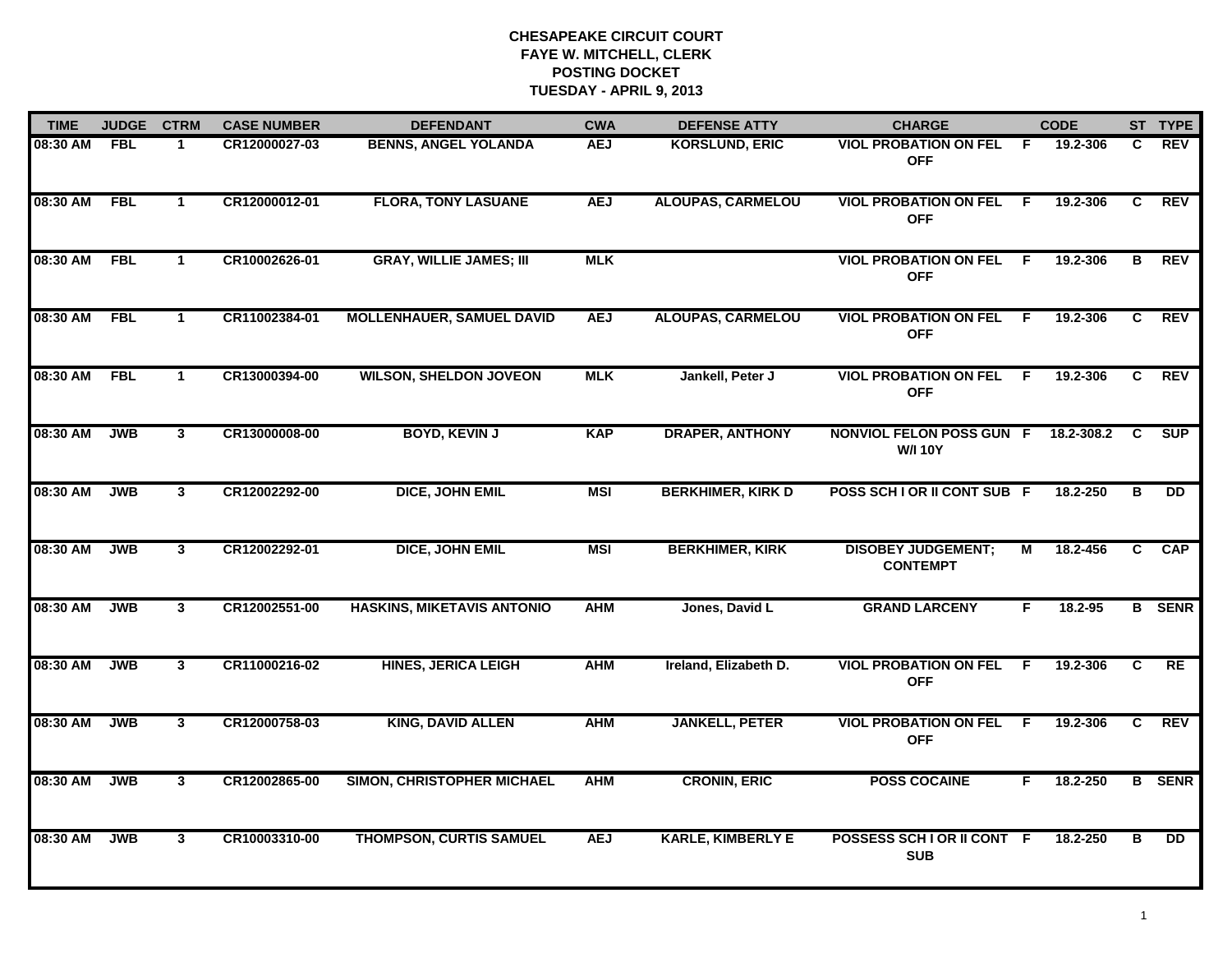# CHESAPEAKE CIRCUIT COURT
## FAYE W. MITCHELL, CLERK
## POSTING DOCKET
## TUESDAY - APRIL 9, 2013

| TIME | JUDGE | CTRM | CASE NUMBER | DEFENDANT | CWA | DEFENSE ATTY | CHARGE | | CODE | ST | TYPE |
|---|---|---|---|---|---|---|---|---|---|---|---|
| 08:30 AM | FBL | 1 | CR12000027-03 | BENNS, ANGEL YOLANDA | AEJ | KORSLUND, ERIC | VIOL PROBATION ON FEL OFF | F | 19.2-306 | C | REV |
| 08:30 AM | FBL | 1 | CR12000012-01 | FLORA, TONY LASUANE | AEJ | ALOUPAS, CARMELOU | VIOL PROBATION ON FEL OFF | F | 19.2-306 | C | REV |
| 08:30 AM | FBL | 1 | CR10002626-01 | GRAY, WILLIE JAMES; III | MLK | | VIOL PROBATION ON FEL OFF | F | 19.2-306 | B | REV |
| 08:30 AM | FBL | 1 | CR11002384-01 | MOLLENHAUER, SAMUEL DAVID | AEJ | ALOUPAS, CARMELOU | VIOL PROBATION ON FEL OFF | F | 19.2-306 | C | REV |
| 08:30 AM | FBL | 1 | CR13000394-00 | WILSON, SHELDON JOVEON | MLK | Jankell, Peter J | VIOL PROBATION ON FEL OFF | F | 19.2-306 | C | REV |
| 08:30 AM | JWB | 3 | CR13000008-00 | BOYD, KEVIN J | KAP | DRAPER, ANTHONY | NONVIOL FELON POSS GUN W/I 10Y | F | 18.2-308.2 | C | SUP |
| 08:30 AM | JWB | 3 | CR12002292-00 | DICE, JOHN EMIL | MSI | BERKHIMER, KIRK D | POSS SCH I OR II CONT SUB | F | 18.2-250 | B | DD |
| 08:30 AM | JWB | 3 | CR12002292-01 | DICE, JOHN EMIL | MSI | BERKHIMER, KIRK | DISOBEY JUDGEMENT; CONTEMPT | M | 18.2-456 | C | CAP |
| 08:30 AM | JWB | 3 | CR12002551-00 | HASKINS, MIKETAVIS ANTONIO | AHM | Jones, David L | GRAND LARCENY | F | 18.2-95 | B | SENR |
| 08:30 AM | JWB | 3 | CR11000216-02 | HINES, JERICA LEIGH | AHM | Ireland, Elizabeth D. | VIOL PROBATION ON FEL OFF | F | 19.2-306 | C | RE |
| 08:30 AM | JWB | 3 | CR12000758-03 | KING, DAVID ALLEN | AHM | JANKELL, PETER | VIOL PROBATION ON FEL OFF | F | 19.2-306 | C | REV |
| 08:30 AM | JWB | 3 | CR12002865-00 | SIMON, CHRISTOPHER MICHAEL | AHM | CRONIN, ERIC | POSS COCAINE | F | 18.2-250 | B | SENR |
| 08:30 AM | JWB | 3 | CR10003310-00 | THOMPSON, CURTIS SAMUEL | AEJ | KARLE, KIMBERLY E | POSSESS SCH I OR II CONT SUB | F | 18.2-250 | B | DD |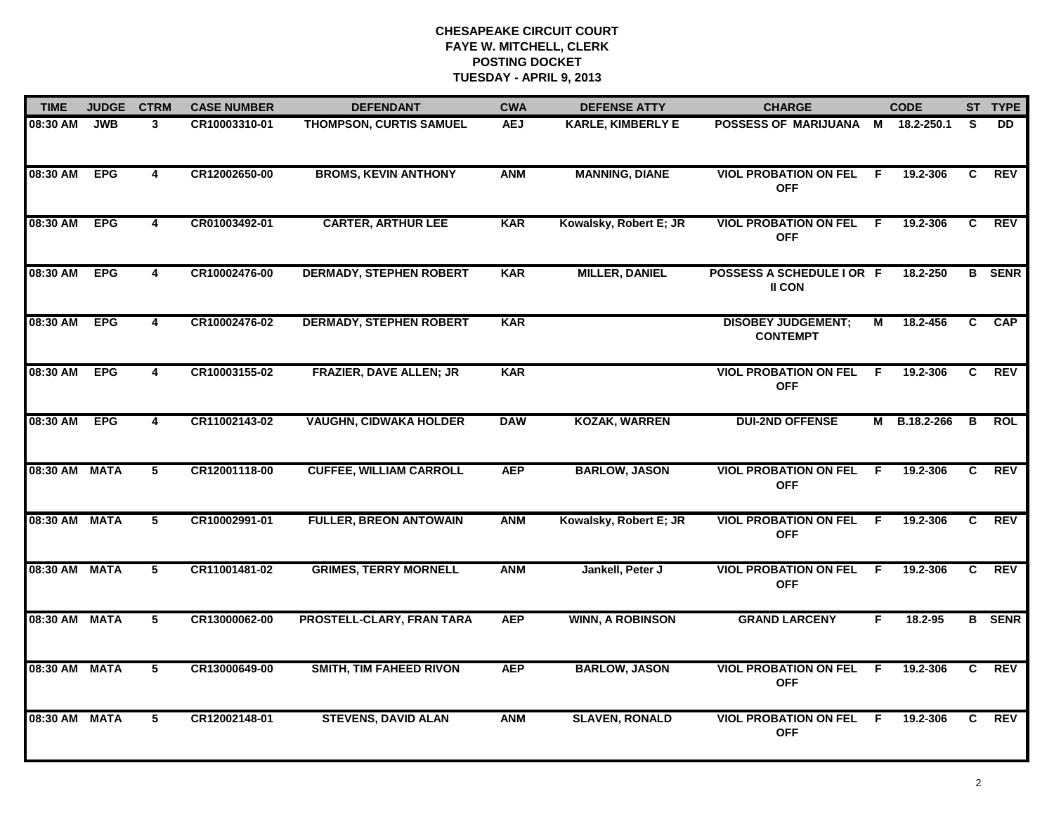# CHESAPEAKE CIRCUIT COURT
## FAYE W. MITCHELL, CLERK
## POSTING DOCKET
## TUESDAY - APRIL 9, 2013

| TIME | JUDGE | CTRM | CASE NUMBER | DEFENDANT | CWA | DEFENSE ATTY | CHARGE | | CODE | ST | TYPE |
|---|---|---|---|---|---|---|---|---|---|---|---|
| 08:30 AM | JWB | 3 | CR10003310-01 | THOMPSON, CURTIS SAMUEL | AEJ | KARLE, KIMBERLY E | POSSESS OF MARIJUANA | M | 18.2-250.1 | S | DD |
| 08:30 AM | EPG | 4 | CR12002650-00 | BROMS, KEVIN ANTHONY | ANM | MANNING, DIANE | VIOL PROBATION ON FEL OFF | F | 19.2-306 | C | REV |
| 08:30 AM | EPG | 4 | CR01003492-01 | CARTER, ARTHUR LEE | KAR | Kowalsky, Robert E; JR | VIOL PROBATION ON FEL OFF | F | 19.2-306 | C | REV |
| 08:30 AM | EPG | 4 | CR10002476-00 | DERMADY, STEPHEN ROBERT | KAR | MILLER, DANIEL | POSSESS A SCHEDULE I OR II CON | F | 18.2-250 | B | SENR |
| 08:30 AM | EPG | 4 | CR10002476-02 | DERMADY, STEPHEN ROBERT | KAR | | DISOBEY JUDGEMENT; CONTEMPT | M | 18.2-456 | C | CAP |
| 08:30 AM | EPG | 4 | CR10003155-02 | FRAZIER, DAVE ALLEN; JR | KAR | | VIOL PROBATION ON FEL OFF | F | 19.2-306 | C | REV |
| 08:30 AM | EPG | 4 | CR11002143-02 | VAUGHN, CIDWAKA HOLDER | DAW | KOZAK, WARREN | DUI-2ND OFFENSE | M | B.18.2-266 | B | ROL |
| 08:30 AM | MATA | 5 | CR12001118-00 | CUFFEE, WILLIAM CARROLL | AEP | BARLOW, JASON | VIOL PROBATION ON FEL OFF | F | 19.2-306 | C | REV |
| 08:30 AM | MATA | 5 | CR10002991-01 | FULLER, BREON ANTOWAIN | ANM | Kowalsky, Robert E; JR | VIOL PROBATION ON FEL OFF | F | 19.2-306 | C | REV |
| 08:30 AM | MATA | 5 | CR11001481-02 | GRIMES, TERRY MORNELL | ANM | Jankell, Peter J | VIOL PROBATION ON FEL OFF | F | 19.2-306 | C | REV |
| 08:30 AM | MATA | 5 | CR13000062-00 | PROSTELL-CLARY, FRAN TARA | AEP | WINN, A ROBINSON | GRAND LARCENY | F | 18.2-95 | B | SENR |
| 08:30 AM | MATA | 5 | CR13000649-00 | SMITH, TIM FAHEED RIVON | AEP | BARLOW, JASON | VIOL PROBATION ON FEL OFF | F | 19.2-306 | C | REV |
| 08:30 AM | MATA | 5 | CR12002148-01 | STEVENS, DAVID ALAN | ANM | SLAVEN, RONALD | VIOL PROBATION ON FEL OFF | F | 19.2-306 | C | REV |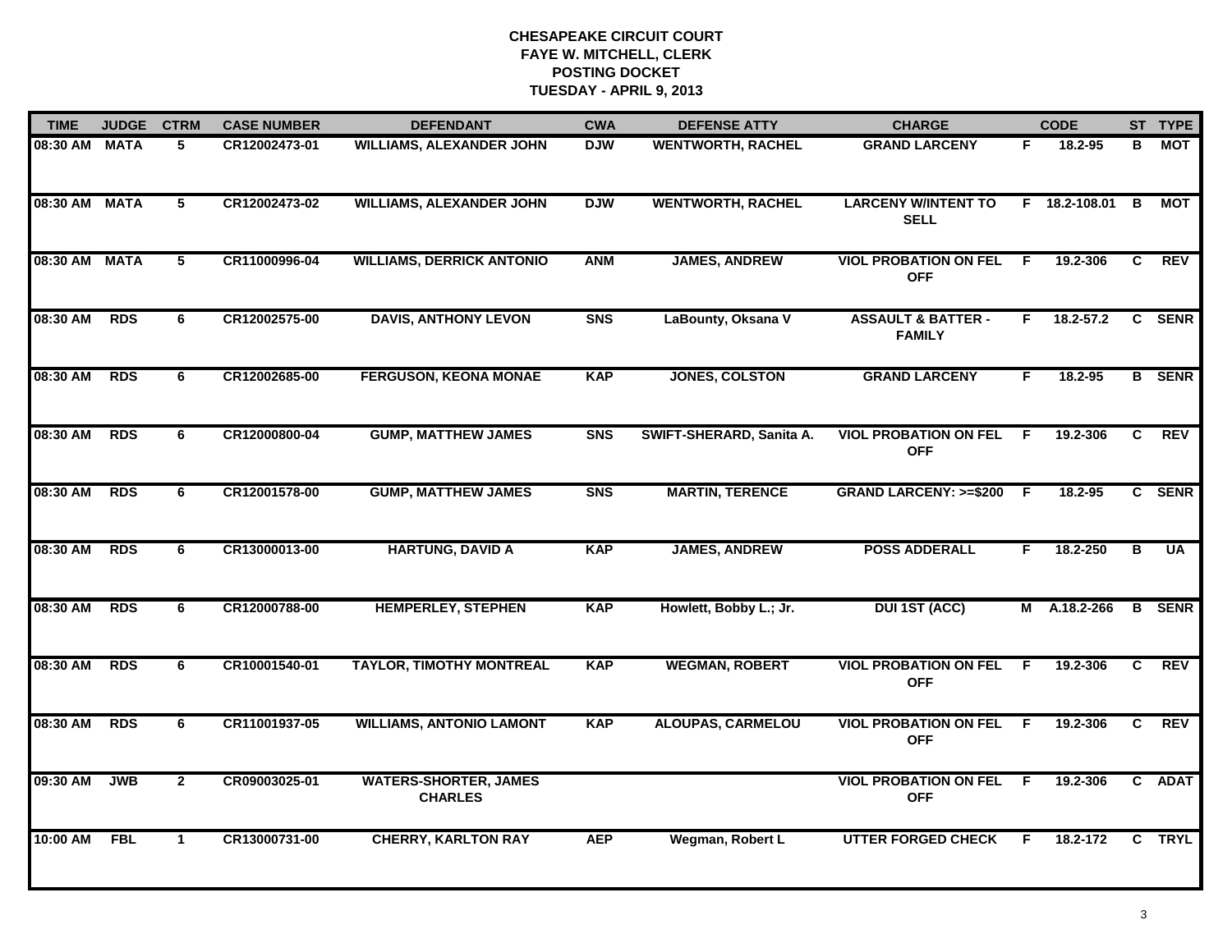# CHESAPEAKE CIRCUIT COURT
## FAYE W. MITCHELL, CLERK
## POSTING DOCKET
## TUESDAY - APRIL 9, 2013

| TIME | JUDGE | CTRM | CASE NUMBER | DEFENDANT | CWA | DEFENSE ATTY | CHARGE | | CODE | ST | TYPE |
|---|---|---|---|---|---|---|---|---|---|---|---|
| 08:30 AM | MATA | 5 | CR12002473-01 | WILLIAMS, ALEXANDER JOHN | DJW | WENTWORTH, RACHEL | GRAND LARCENY | F | 18.2-95 | B | MOT |
| 08:30 AM | MATA | 5 | CR12002473-02 | WILLIAMS, ALEXANDER JOHN | DJW | WENTWORTH, RACHEL | LARCENY W/INTENT TO SELL | F | 18.2-108.01 | B | MOT |
| 08:30 AM | MATA | 5 | CR11000996-04 | WILLIAMS, DERRICK ANTONIO | ANM | JAMES, ANDREW | VIOL PROBATION ON FEL OFF | F | 19.2-306 | C | REV |
| 08:30 AM | RDS | 6 | CR12002575-00 | DAVIS, ANTHONY LEVON | SNS | LaBounty, Oksana V | ASSAULT & BATTER - FAMILY | F | 18.2-57.2 | C | SENR |
| 08:30 AM | RDS | 6 | CR12002685-00 | FERGUSON, KEONA MONAE | KAP | JONES, COLSTON | GRAND LARCENY | F | 18.2-95 | B | SENR |
| 08:30 AM | RDS | 6 | CR12000800-04 | GUMP, MATTHEW JAMES | SNS | SWIFT-SHERARD, Sanita A. | VIOL PROBATION ON FEL OFF | F | 19.2-306 | C | REV |
| 08:30 AM | RDS | 6 | CR12001578-00 | GUMP, MATTHEW JAMES | SNS | MARTIN, TERENCE | GRAND LARCENY: >=$200 | F | 18.2-95 | C | SENR |
| 08:30 AM | RDS | 6 | CR13000013-00 | HARTUNG, DAVID A | KAP | JAMES, ANDREW | POSS ADDERALL | F | 18.2-250 | B | UA |
| 08:30 AM | RDS | 6 | CR12000788-00 | HEMPERLEY, STEPHEN | KAP | Howlett, Bobby L.; Jr. | DUI 1ST (ACC) | M | A.18.2-266 | B | SENR |
| 08:30 AM | RDS | 6 | CR10001540-01 | TAYLOR, TIMOTHY MONTREAL | KAP | WEGMAN, ROBERT | VIOL PROBATION ON FEL OFF | F | 19.2-306 | C | REV |
| 08:30 AM | RDS | 6 | CR11001937-05 | WILLIAMS, ANTONIO LAMONT | KAP | ALOUPAS, CARMELOU | VIOL PROBATION ON FEL OFF | F | 19.2-306 | C | REV |
| 09:30 AM | JWB | 2 | CR09003025-01 | WATERS-SHORTER, JAMES CHARLES | | | VIOL PROBATION ON FEL OFF | F | 19.2-306 | C | ADAT |
| 10:00 AM | FBL | 1 | CR13000731-00 | CHERRY, KARLTON RAY | AEP | Wegman, Robert L | UTTER FORGED CHECK | F | 18.2-172 | C | TRYL |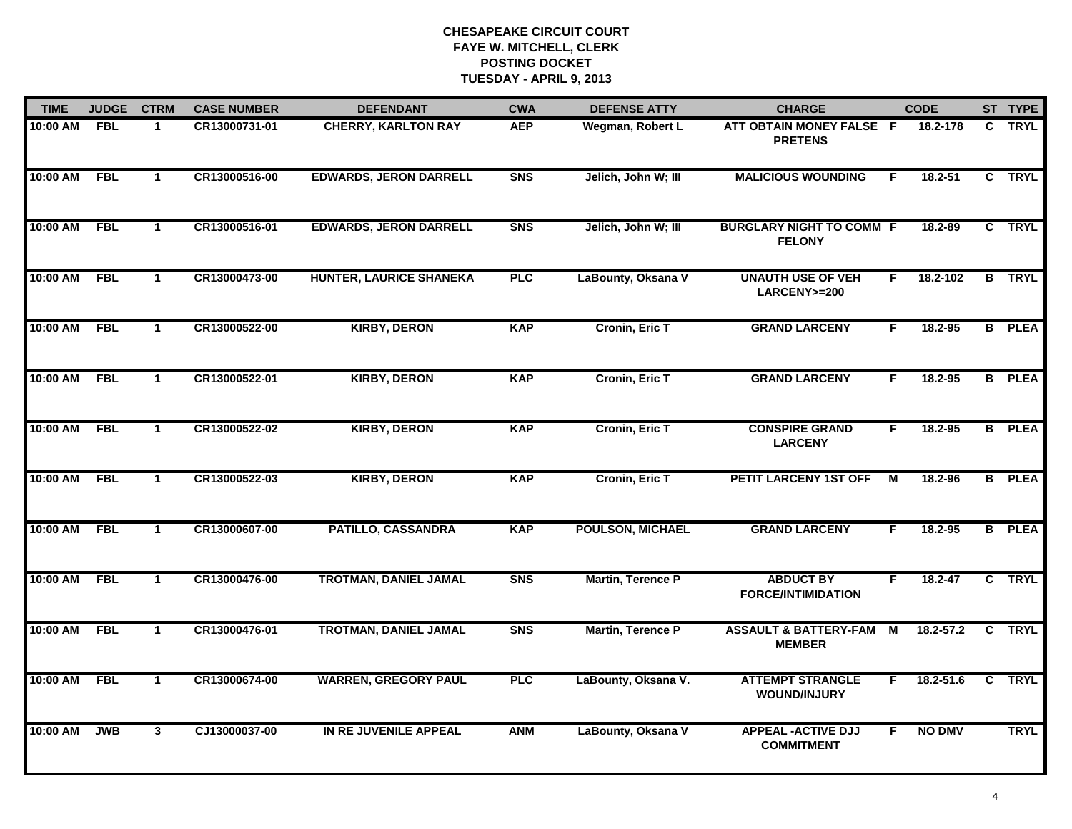**CHESAPEAKE CIRCUIT COURT**
**FAYE W. MITCHELL, CLERK**
**POSTING DOCKET**
**TUESDAY - APRIL 9, 2013**

| TIME | JUDGE | CTRM | CASE NUMBER | DEFENDANT | CWA | DEFENSE ATTY | CHARGE | | CODE | ST | TYPE |
|---|---|---|---|---|---|---|---|---|---|---|---|
| 10:00 AM | FBL | 1 | CR13000731-01 | CHERRY, KARLTON RAY | AEP | Wegman, Robert L | ATT OBTAIN MONEY FALSE PRETENS | F | 18.2-178 | C | TRYL |
| 10:00 AM | FBL | 1 | CR13000516-00 | EDWARDS, JERON DARRELL | SNS | Jelich, John W; III | MALICIOUS WOUNDING | F | 18.2-51 | C | TRYL |
| 10:00 AM | FBL | 1 | CR13000516-01 | EDWARDS, JERON DARRELL | SNS | Jelich, John W; III | BURGLARY NIGHT TO COMM FELONY | F | 18.2-89 | C | TRYL |
| 10:00 AM | FBL | 1 | CR13000473-00 | HUNTER, LAURICE SHANEKA | PLC | LaBounty, Oksana V | UNAUTH USE OF VEH LARCENY>=200 | F | 18.2-102 | B | TRYL |
| 10:00 AM | FBL | 1 | CR13000522-00 | KIRBY, DERON | KAP | Cronin, Eric T | GRAND LARCENY | F | 18.2-95 | B | PLEA |
| 10:00 AM | FBL | 1 | CR13000522-01 | KIRBY, DERON | KAP | Cronin, Eric T | GRAND LARCENY | F | 18.2-95 | B | PLEA |
| 10:00 AM | FBL | 1 | CR13000522-02 | KIRBY, DERON | KAP | Cronin, Eric T | CONSPIRE GRAND LARCENY | F | 18.2-95 | B | PLEA |
| 10:00 AM | FBL | 1 | CR13000522-03 | KIRBY, DERON | KAP | Cronin, Eric T | PETIT LARCENY 1ST OFF | M | 18.2-96 | B | PLEA |
| 10:00 AM | FBL | 1 | CR13000607-00 | PATILLO, CASSANDRA | KAP | POULSON, MICHAEL | GRAND LARCENY | F | 18.2-95 | B | PLEA |
| 10:00 AM | FBL | 1 | CR13000476-00 | TROTMAN, DANIEL JAMAL | SNS | Martin, Terence P | ABDUCT BY FORCE/INTIMIDATION | F | 18.2-47 | C | TRYL |
| 10:00 AM | FBL | 1 | CR13000476-01 | TROTMAN, DANIEL JAMAL | SNS | Martin, Terence P | ASSAULT & BATTERY-FAM MEMBER | M | 18.2-57.2 | C | TRYL |
| 10:00 AM | FBL | 1 | CR13000674-00 | WARREN, GREGORY PAUL | PLC | LaBounty, Oksana V. | ATTEMPT STRANGLE WOUND/INJURY | F | 18.2-51.6 | C | TRYL |
| 10:00 AM | JWB | 3 | CJ13000037-00 | IN RE JUVENILE APPEAL | ANM | LaBounty, Oksana V | APPEAL -ACTIVE DJJ COMMITMENT | F | NO DMV | | TRYL |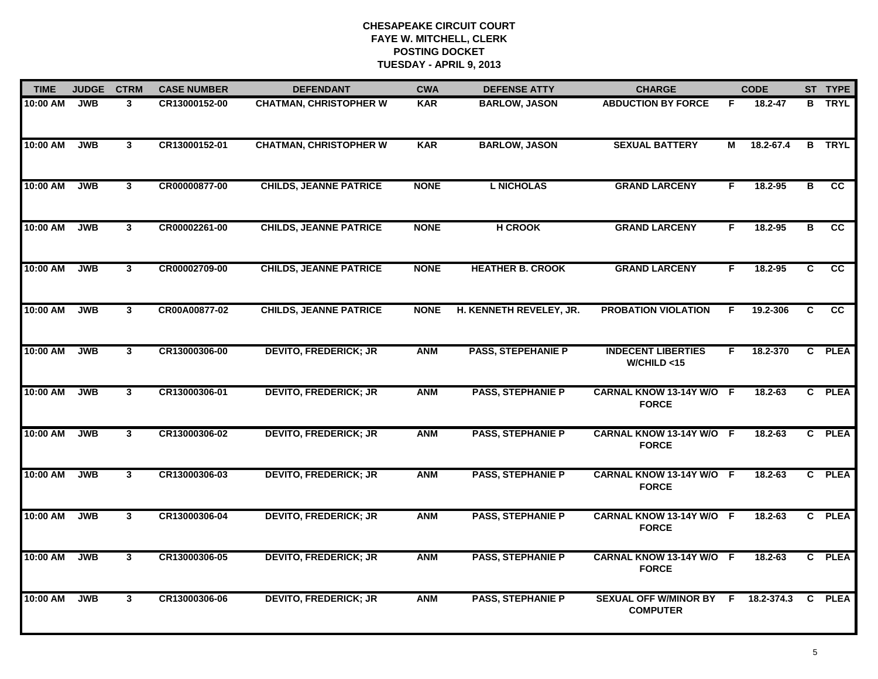**CHESAPEAKE CIRCUIT COURT**
**FAYE W. MITCHELL, CLERK**
**POSTING DOCKET**
**TUESDAY - APRIL 9, 2013**

| TIME | JUDGE | CTRM | CASE NUMBER | DEFENDANT | CWA | DEFENSE ATTY | CHARGE | | CODE | ST | TYPE |
|---|---|---|---|---|---|---|---|---|---|---|---|
| 10:00 AM | JWB | 3 | CR13000152-00 | CHATMAN, CHRISTOPHER W | KAR | BARLOW, JASON | ABDUCTION BY FORCE | F | 18.2-47 | B | TRYL |
| 10:00 AM | JWB | 3 | CR13000152-01 | CHATMAN, CHRISTOPHER W | KAR | BARLOW, JASON | SEXUAL BATTERY | M | 18.2-67.4 | B | TRYL |
| 10:00 AM | JWB | 3 | CR00000877-00 | CHILDS, JEANNE PATRICE | NONE | L NICHOLAS | GRAND LARCENY | F | 18.2-95 | B | CC |
| 10:00 AM | JWB | 3 | CR00002261-00 | CHILDS, JEANNE PATRICE | NONE | H CROOK | GRAND LARCENY | F | 18.2-95 | B | CC |
| 10:00 AM | JWB | 3 | CR00002709-00 | CHILDS, JEANNE PATRICE | NONE | HEATHER B. CROOK | GRAND LARCENY | F | 18.2-95 | C | CC |
| 10:00 AM | JWB | 3 | CR00A00877-02 | CHILDS, JEANNE PATRICE | NONE | H. KENNETH REVELEY, JR. | PROBATION VIOLATION | F | 19.2-306 | C | CC |
| 10:00 AM | JWB | 3 | CR13000306-00 | DEVITO, FREDERICK; JR | ANM | PASS, STEPEHANIE P | INDECENT LIBERTIES W/CHILD <15 | F | 18.2-370 | C | PLEA |
| 10:00 AM | JWB | 3 | CR13000306-01 | DEVITO, FREDERICK; JR | ANM | PASS, STEPHANIE P | CARNAL KNOW 13-14Y W/O FORCE | F | 18.2-63 | C | PLEA |
| 10:00 AM | JWB | 3 | CR13000306-02 | DEVITO, FREDERICK; JR | ANM | PASS, STEPHANIE P | CARNAL KNOW 13-14Y W/O FORCE | F | 18.2-63 | C | PLEA |
| 10:00 AM | JWB | 3 | CR13000306-03 | DEVITO, FREDERICK; JR | ANM | PASS, STEPHANIE P | CARNAL KNOW 13-14Y W/O FORCE | F | 18.2-63 | C | PLEA |
| 10:00 AM | JWB | 3 | CR13000306-04 | DEVITO, FREDERICK; JR | ANM | PASS, STEPHANIE P | CARNAL KNOW 13-14Y W/O FORCE | F | 18.2-63 | C | PLEA |
| 10:00 AM | JWB | 3 | CR13000306-05 | DEVITO, FREDERICK; JR | ANM | PASS, STEPHANIE P | CARNAL KNOW 13-14Y W/O FORCE | F | 18.2-63 | C | PLEA |
| 10:00 AM | JWB | 3 | CR13000306-06 | DEVITO, FREDERICK; JR | ANM | PASS, STEPHANIE P | SEXUAL OFF W/MINOR BY COMPUTER | F | 18.2-374.3 | C | PLEA |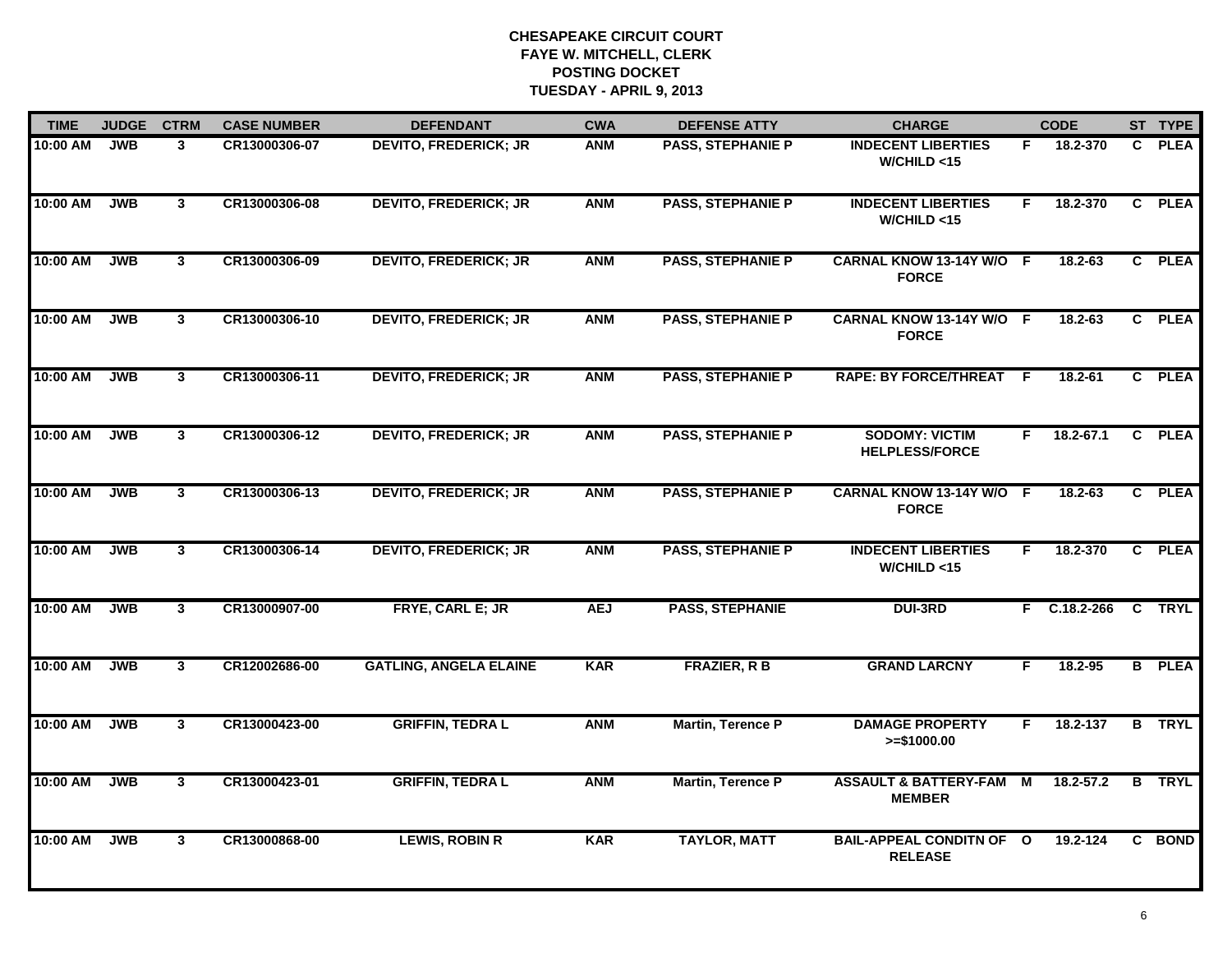**CHESAPEAKE CIRCUIT COURT**
**FAYE W. MITCHELL, CLERK**
**POSTING DOCKET**
**TUESDAY - APRIL 9, 2013**

| TIME | JUDGE | CTRM | CASE NUMBER | DEFENDANT | CWA | DEFENSE ATTY | CHARGE | | CODE | ST | TYPE |
|---|---|---|---|---|---|---|---|---|---|---|---|
| 10:00 AM | JWB | 3 | CR13000306-07 | DEVITO, FREDERICK; JR | ANM | PASS, STEPHANIE P | INDECENT LIBERTIES W/CHILD <15 | F | 18.2-370 | C | PLEA |
| 10:00 AM | JWB | 3 | CR13000306-08 | DEVITO, FREDERICK; JR | ANM | PASS, STEPHANIE P | INDECENT LIBERTIES W/CHILD <15 | F | 18.2-370 | C | PLEA |
| 10:00 AM | JWB | 3 | CR13000306-09 | DEVITO, FREDERICK; JR | ANM | PASS, STEPHANIE P | CARNAL KNOW 13-14Y W/O FORCE | F | 18.2-63 | C | PLEA |
| 10:00 AM | JWB | 3 | CR13000306-10 | DEVITO, FREDERICK; JR | ANM | PASS, STEPHANIE P | CARNAL KNOW 13-14Y W/O FORCE | F | 18.2-63 | C | PLEA |
| 10:00 AM | JWB | 3 | CR13000306-11 | DEVITO, FREDERICK; JR | ANM | PASS, STEPHANIE P | RAPE: BY FORCE/THREAT | F | 18.2-61 | C | PLEA |
| 10:00 AM | JWB | 3 | CR13000306-12 | DEVITO, FREDERICK; JR | ANM | PASS, STEPHANIE P | SODOMY: VICTIM HELPLESS/FORCE | F | 18.2-67.1 | C | PLEA |
| 10:00 AM | JWB | 3 | CR13000306-13 | DEVITO, FREDERICK; JR | ANM | PASS, STEPHANIE P | CARNAL KNOW 13-14Y W/O FORCE | F | 18.2-63 | C | PLEA |
| 10:00 AM | JWB | 3 | CR13000306-14 | DEVITO, FREDERICK; JR | ANM | PASS, STEPHANIE P | INDECENT LIBERTIES W/CHILD <15 | F | 18.2-370 | C | PLEA |
| 10:00 AM | JWB | 3 | CR13000907-00 | FRYE, CARL E; JR | AEJ | PASS, STEPHANIE | DUI-3RD | F | C.18.2-266 | C | TRYL |
| 10:00 AM | JWB | 3 | CR12002686-00 | GATLING, ANGELA ELAINE | KAR | FRAZIER, R B | GRAND LARCNY | F | 18.2-95 | B | PLEA |
| 10:00 AM | JWB | 3 | CR13000423-00 | GRIFFIN, TEDRA L | ANM | Martin, Terence P | DAMAGE PROPERTY >=$1000.00 | F | 18.2-137 | B | TRYL |
| 10:00 AM | JWB | 3 | CR13000423-01 | GRIFFIN, TEDRA L | ANM | Martin, Terence P | ASSAULT & BATTERY-FAM MEMBER | M | 18.2-57.2 | B | TRYL |
| 10:00 AM | JWB | 3 | CR13000868-00 | LEWIS, ROBIN R | KAR | TAYLOR, MATT | BAIL-APPEAL CONDITN OF RELEASE | O | 19.2-124 | C | BOND |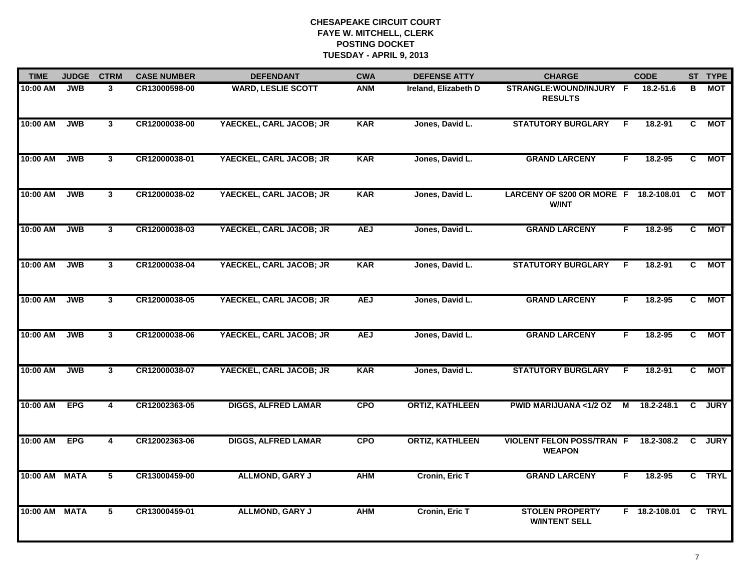# CHESAPEAKE CIRCUIT COURT
## FAYE W. MITCHELL, CLERK
## POSTING DOCKET
## TUESDAY - APRIL 9, 2013

| TIME | JUDGE | CTRM | CASE NUMBER | DEFENDANT | CWA | DEFENSE ATTY | CHARGE | | CODE | ST | TYPE |
|---|---|---|---|---|---|---|---|---|---|---|---|
| 10:00 AM | JWB | 3 | CR13000598-00 | WARD, LESLIE SCOTT | ANM | Ireland, Elizabeth D | STRANGLE:WOUND/INJURY RESULTS | F | 18.2-51.6 | B | MOT |
| 10:00 AM | JWB | 3 | CR12000038-00 | YAECKEL, CARL JACOB; JR | KAR | Jones, David L. | STATUTORY BURGLARY | F | 18.2-91 | C | MOT |
| 10:00 AM | JWB | 3 | CR12000038-01 | YAECKEL, CARL JACOB; JR | KAR | Jones, David L. | GRAND LARCENY | F | 18.2-95 | C | MOT |
| 10:00 AM | JWB | 3 | CR12000038-02 | YAECKEL, CARL JACOB; JR | KAR | Jones, David L. | LARCENY OF $200 OR MORE W/INT | F | 18.2-108.01 | C | MOT |
| 10:00 AM | JWB | 3 | CR12000038-03 | YAECKEL, CARL JACOB; JR | AEJ | Jones, David L. | GRAND LARCENY | F | 18.2-95 | C | MOT |
| 10:00 AM | JWB | 3 | CR12000038-04 | YAECKEL, CARL JACOB; JR | KAR | Jones, David L. | STATUTORY BURGLARY | F | 18.2-91 | C | MOT |
| 10:00 AM | JWB | 3 | CR12000038-05 | YAECKEL, CARL JACOB; JR | AEJ | Jones, David L. | GRAND LARCENY | F | 18.2-95 | C | MOT |
| 10:00 AM | JWB | 3 | CR12000038-06 | YAECKEL, CARL JACOB; JR | AEJ | Jones, David L. | GRAND LARCENY | F | 18.2-95 | C | MOT |
| 10:00 AM | JWB | 3 | CR12000038-07 | YAECKEL, CARL JACOB; JR | KAR | Jones, David L. | STATUTORY BURGLARY | F | 18.2-91 | C | MOT |
| 10:00 AM | EPG | 4 | CR12002363-05 | DIGGS, ALFRED LAMAR | CPO | ORTIZ, KATHLEEN | PWID MARIJUANA <1/2 OZ | M | 18.2-248.1 | C | JURY |
| 10:00 AM | EPG | 4 | CR12002363-06 | DIGGS, ALFRED LAMAR | CPO | ORTIZ, KATHLEEN | VIOLENT FELON POSS/TRAN WEAPON | F | 18.2-308.2 | C | JURY |
| 10:00 AM | MATA | 5 | CR13000459-00 | ALLMOND, GARY J | AHM | Cronin, Eric T | GRAND LARCENY | F | 18.2-95 | C | TRYL |
| 10:00 AM | MATA | 5 | CR13000459-01 | ALLMOND, GARY J | AHM | Cronin, Eric T | STOLEN PROPERTY W/INTENT SELL | F | 18.2-108.01 | C | TRYL |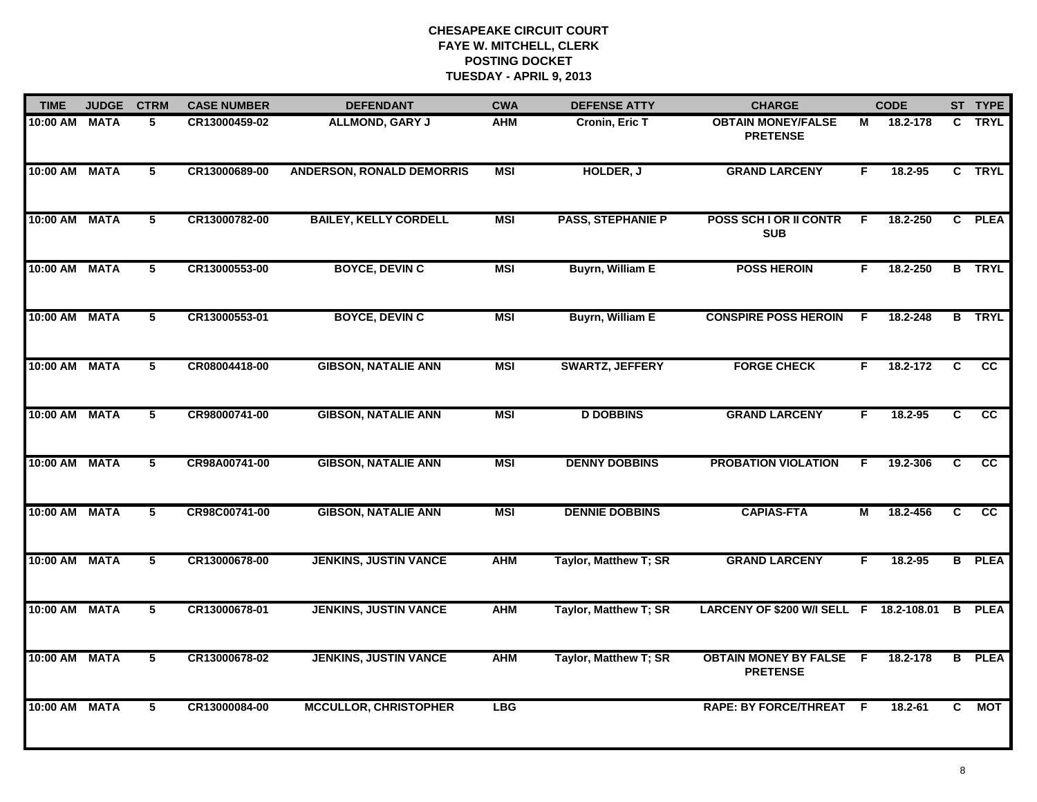# CHESAPEAKE CIRCUIT COURT
## FAYE W. MITCHELL, CLERK
## POSTING DOCKET
## TUESDAY - APRIL 9, 2013

| TIME | JUDGE | CTRM | CASE NUMBER | DEFENDANT | CWA | DEFENSE ATTY | CHARGE | | CODE | ST | TYPE |
|---|---|---|---|---|---|---|---|---|---|---|---|
| 10:00 AM | MATA | 5 | CR13000459-02 | ALLMOND, GARY J | AHM | Cronin, Eric T | OBTAIN MONEY/FALSE PRETENSE | M | 18.2-178 | C | TRYL |
| 10:00 AM | MATA | 5 | CR13000689-00 | ANDERSON, RONALD DEMORRIS | MSI | HOLDER, J | GRAND LARCENY | F | 18.2-95 | C | TRYL |
| 10:00 AM | MATA | 5 | CR13000782-00 | BAILEY, KELLY CORDELL | MSI | PASS, STEPHANIE P | POSS SCH I OR II CONTR SUB | F | 18.2-250 | C | PLEA |
| 10:00 AM | MATA | 5 | CR13000553-00 | BOYCE, DEVIN C | MSI | Buyrn, William E | POSS HEROIN | F | 18.2-250 | B | TRYL |
| 10:00 AM | MATA | 5 | CR13000553-01 | BOYCE, DEVIN C | MSI | Buyrn, William E | CONSPIRE POSS HEROIN | F | 18.2-248 | B | TRYL |
| 10:00 AM | MATA | 5 | CR08004418-00 | GIBSON, NATALIE ANN | MSI | SWARTZ, JEFFERY | FORGE CHECK | F | 18.2-172 | C | CC |
| 10:00 AM | MATA | 5 | CR98000741-00 | GIBSON, NATALIE ANN | MSI | D DOBBINS | GRAND LARCENY | F | 18.2-95 | C | CC |
| 10:00 AM | MATA | 5 | CR98A00741-00 | GIBSON, NATALIE ANN | MSI | DENNY DOBBINS | PROBATION VIOLATION | F | 19.2-306 | C | CC |
| 10:00 AM | MATA | 5 | CR98C00741-00 | GIBSON, NATALIE ANN | MSI | DENNIE DOBBINS | CAPIAS-FTA | M | 18.2-456 | C | CC |
| 10:00 AM | MATA | 5 | CR13000678-00 | JENKINS, JUSTIN VANCE | AHM | Taylor, Matthew T; SR | GRAND LARCENY | F | 18.2-95 | B | PLEA |
| 10:00 AM | MATA | 5 | CR13000678-01 | JENKINS, JUSTIN VANCE | AHM | Taylor, Matthew T; SR | LARCENY OF $200 W/I SELL | F | 18.2-108.01 | B | PLEA |
| 10:00 AM | MATA | 5 | CR13000678-02 | JENKINS, JUSTIN VANCE | AHM | Taylor, Matthew T; SR | OBTAIN MONEY BY FALSE PRETENSE | F | 18.2-178 | B | PLEA |
| 10:00 AM | MATA | 5 | CR13000084-00 | MCCULLOR, CHRISTOPHER | LBG | | RAPE: BY FORCE/THREAT | F | 18.2-61 | C | MOT |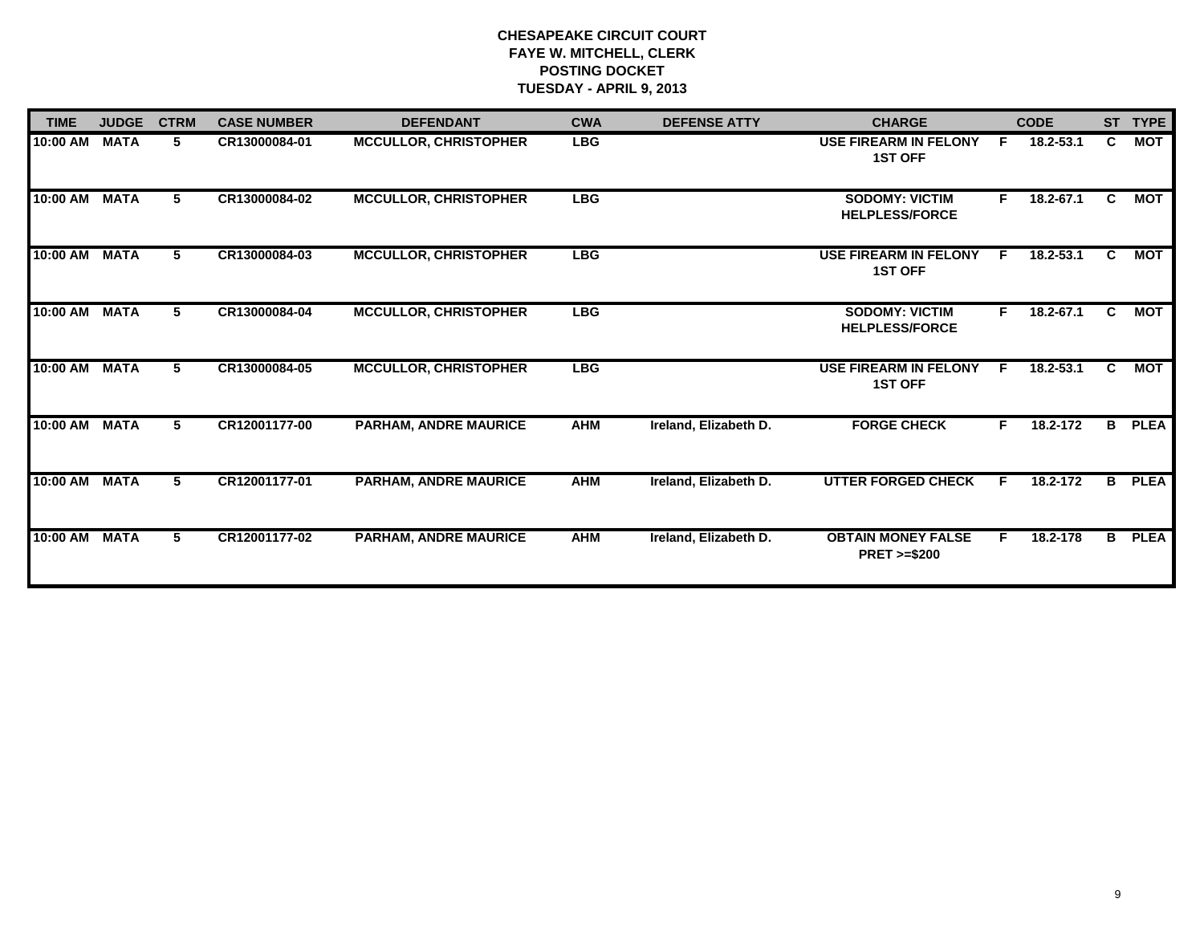# CHESAPEAKE CIRCUIT COURT
## FAYE W. MITCHELL, CLERK
## POSTING DOCKET
## TUESDAY - APRIL 9, 2013

| TIME | JUDGE | CTRM | CASE NUMBER | DEFENDANT | CWA | DEFENSE ATTY | CHARGE | | CODE | ST | TYPE |
|---|---|---|---|---|---|---|---|---|---|---|---|
| 10:00 AM | MATA | 5 | CR13000084-01 | MCCULLOR, CHRISTOPHER | LBG | | USE FIREARM IN FELONY 1ST OFF | F | 18.2-53.1 | C | MOT |
| 10:00 AM | MATA | 5 | CR13000084-02 | MCCULLOR, CHRISTOPHER | LBG | | SODOMY: VICTIM HELPLESS/FORCE | F | 18.2-67.1 | C | MOT |
| 10:00 AM | MATA | 5 | CR13000084-03 | MCCULLOR, CHRISTOPHER | LBG | | USE FIREARM IN FELONY 1ST OFF | F | 18.2-53.1 | C | MOT |
| 10:00 AM | MATA | 5 | CR13000084-04 | MCCULLOR, CHRISTOPHER | LBG | | SODOMY: VICTIM HELPLESS/FORCE | F | 18.2-67.1 | C | MOT |
| 10:00 AM | MATA | 5 | CR13000084-05 | MCCULLOR, CHRISTOPHER | LBG | | USE FIREARM IN FELONY 1ST OFF | F | 18.2-53.1 | C | MOT |
| 10:00 AM | MATA | 5 | CR12001177-00 | PARHAM, ANDRE MAURICE | AHM | Ireland, Elizabeth D. | FORGE CHECK | F | 18.2-172 | B | PLEA |
| 10:00 AM | MATA | 5 | CR12001177-01 | PARHAM, ANDRE MAURICE | AHM | Ireland, Elizabeth D. | UTTER FORGED CHECK | F | 18.2-172 | B | PLEA |
| 10:00 AM | MATA | 5 | CR12001177-02 | PARHAM, ANDRE MAURICE | AHM | Ireland, Elizabeth D. | OBTAIN MONEY FALSE PRET >=$200 | F | 18.2-178 | B | PLEA |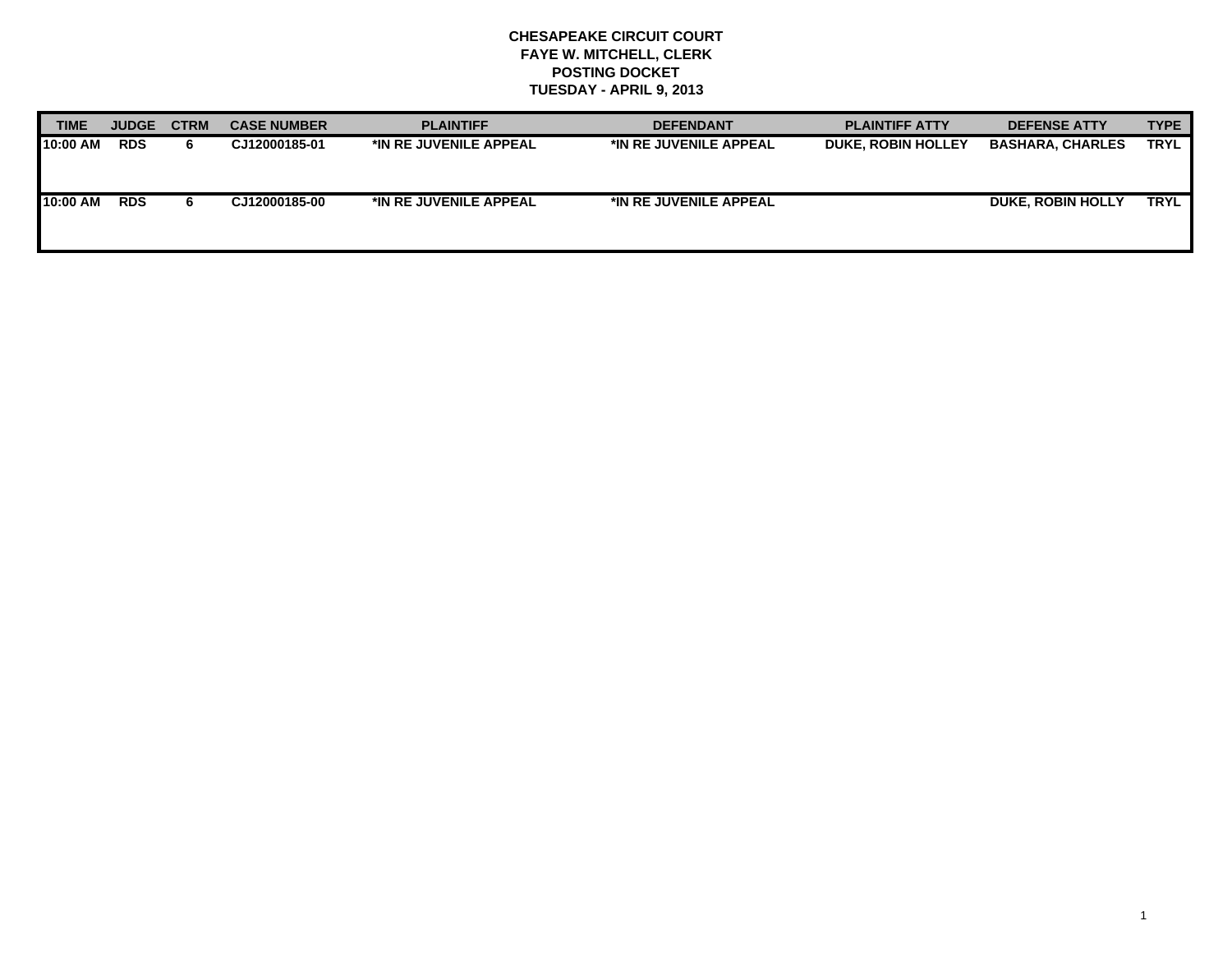**CHESAPEAKE CIRCUIT COURT**
**FAYE W. MITCHELL, CLERK**
**POSTING DOCKET**
**TUESDAY - APRIL 9, 2013**

| TIME | JUDGE | CTRM | CASE NUMBER | PLAINTIFF | DEFENDANT | PLAINTIFF ATTY | DEFENSE ATTY | TYPE |
|---|---|---|---|---|---|---|---|---|
| 10:00 AM | RDS | 6 | CJ12000185-01 | *IN RE JUVENILE APPEAL | *IN RE JUVENILE APPEAL | DUKE, ROBIN HOLLEY | BASHARA, CHARLES | TRYL |
| 10:00 AM | RDS | 6 | CJ12000185-00 | *IN RE JUVENILE APPEAL | *IN RE JUVENILE APPEAL | | DUKE, ROBIN HOLLY | TRYL |